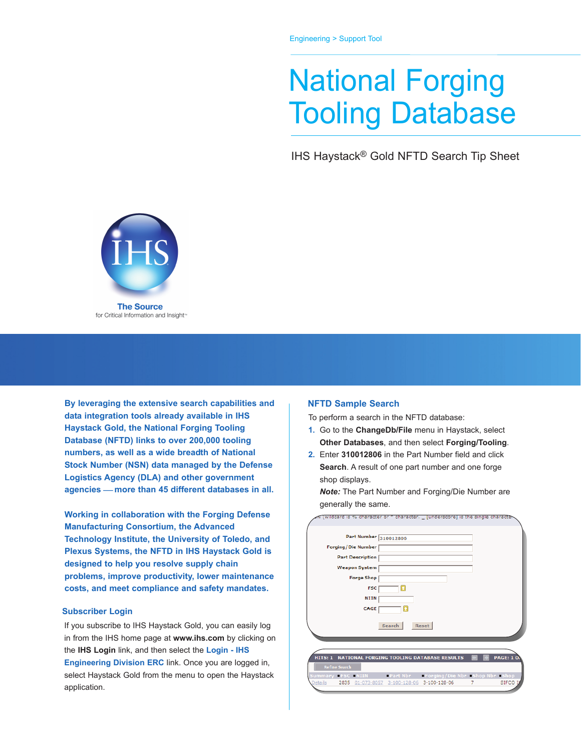Engineering > Support Tool

# National Forging Tooling Database

IHS Haystack® Gold NFTD Search Tip Sheet

**The Source**
for Critical Information and Insight™

**By leveraging the extensive search capabilities and data integration tools already available in IHS Haystack Gold, the National Forging Tooling Database (NFTD) links to over 200,000 tooling numbers, as well as a wide breadth of National Stock Number (NSN) data managed by the Defense Logistics Agency (DLA) and other government agencies — more than 45 different databases in all.**

**Working in collaboration with the Forging Defense Manufacturing Consortium, the Advanced Technology Institute, the University of Toledo, and Plexus Systems, the NFTD in IHS Haystack Gold is designed to help you resolve supply chain problems, improve productivity, lower maintenance costs, and meet compliance and safety mandates.**

## Subscriber Login

If you subscribe to IHS Haystack Gold, you can easily log in from the IHS home page at **www.ihs.com** by clicking on the **IHS Login** link, and then select the **Login - IHS Engineering Division ERC** link. Once you are logged in, select Haystack Gold from the menu to open the Haystack application.

## NFTD Sample Search

To perform a search in the NFTD database:

1. Go to the **ChangeDb/File** menu in Haystack, select **Other Databases**, and then select **Forging/Tooling**.
2. Enter **310012806** in the Part Number field and click **Search**. A result of one part number and one forge shop displays.
   ***Note:*** The Part Number and Forging/Die Number are generally the same.

* (wildcard is % character or * character. _ (underscore) is the single characte

Part Number: 310012806
Forging / Die Number:
Part Description:
Weapon System:
Forge Shop:
FSC:
NIIN:
CAGE:

Search | Reset

HITS: 1 NATIONAL FORGING TOOLING DATABASE RESULTS PAGE: 1 O

Refine Search

| Summary | FSC | NIIN | Part Nbr | Forging/Die Nbr | Shop Nbr | Shop |
|---|---|---|---|---|---|---|
| Details | 2835 | 01-073-8057 | 3-100-128-06 | 3-100-128-06 | 7 | SIFCO I |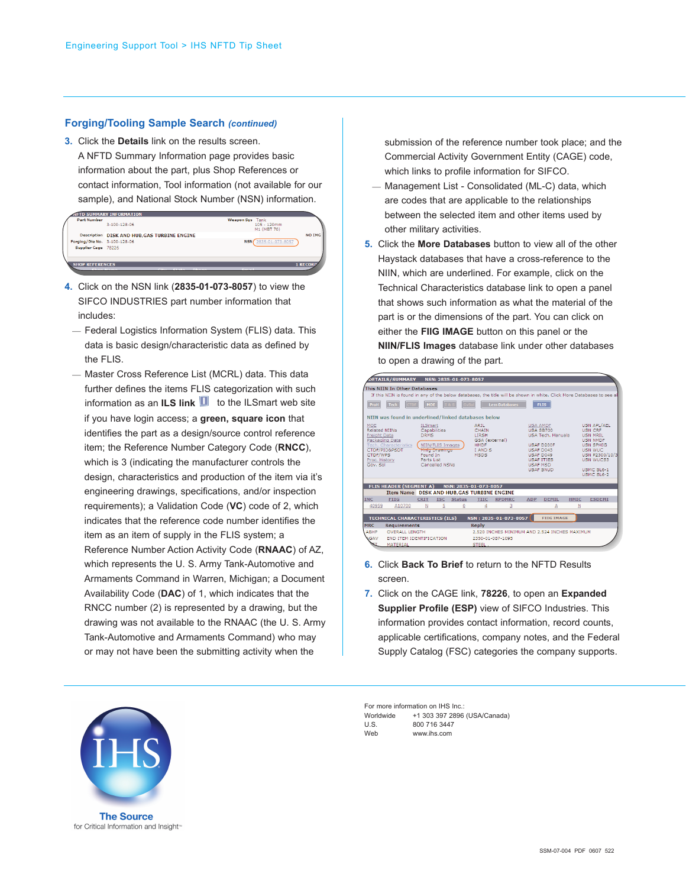## Forging/Tooling Sample Search *(continued)*

3. Click the **Details** link on the results screen.

   A NFTD Summary Information page provides basic information about the part, plus Shop References or contact information, Tool information (not available for our sample), and National Stock Number (NSN) information.

4. Click on the NSN link (**2835-01-073-8057**) to view the SIFCO INDUSTRIES part number information that includes:

   — Federal Logistics Information System (FLIS) data. This data is basic design/characteristic data as defined by the FLIS.

   — Master Cross Reference List (MCRL) data. This data further defines the items FLIS categorization with such information as an **ILS link** to the ILSmart web site if you have login access; a **green, square icon** that identifies the part as a design/source control reference item; the Reference Number Category Code (**RNCC**), which is 3 (indicating the manufacturer controls the design, characteristics and production of the item via it's engineering drawings, specifications, and/or inspection requirements); a Validation Code (**VC**) code of 2, which indicates that the reference code number identifies the item as an item of supply in the FLIS system; a Reference Number Action Activity Code (**RNAAC**) of AZ, which represents the U. S. Army Tank-Automotive and Armaments Command in Warren, Michigan; a Document Availability Code (**DAC**) of 1, which indicates that the RNCC number (2) is represented by a drawing, but the drawing was not available to the RNAAC (the U. S. Army Tank-Automotive and Armaments Command) who may or may not have been the submitting activity when the submission of the reference number took place; and the Commercial Activity Government Entity (CAGE) code, which links to profile information for SIFCO.

   — Management List - Consolidated (ML-C) data, which are codes that are applicable to the relationships between the selected item and other items used by other military activities.

5. Click the **More Databases** button to view all of the other Haystack databases that have a cross-reference to the NIIN, which are underlined. For example, click on the Technical Characteristics database link to open a panel that shows such information as what the material of the part is or the dimensions of the part. You can click on either the **FIIG IMAGE** button on this panel or the **NIIN/FLIS Images** database link under other databases to open a drawing of the part.

6. Click **Back To Brief** to return to the NFTD Results screen.

7. Click on the CAGE link, **78226**, to open an **Expanded Supplier Profile (ESP)** view of SIFCO Industries. This information provides contact information, record counts, applicable certifications, company notes, and the Federal Supply Catalog (FSC) categories the company supports.

The Source
for Critical Information and Insight™

For more information on IHS Inc.:

| | |
|---|---|
| Worldwide | +1 303 397 2896 (USA/Canada) |
| U.S. | 800 716 3447 |
| Web | www.ihs.com |

SSM-07-004 PDF 0607 522